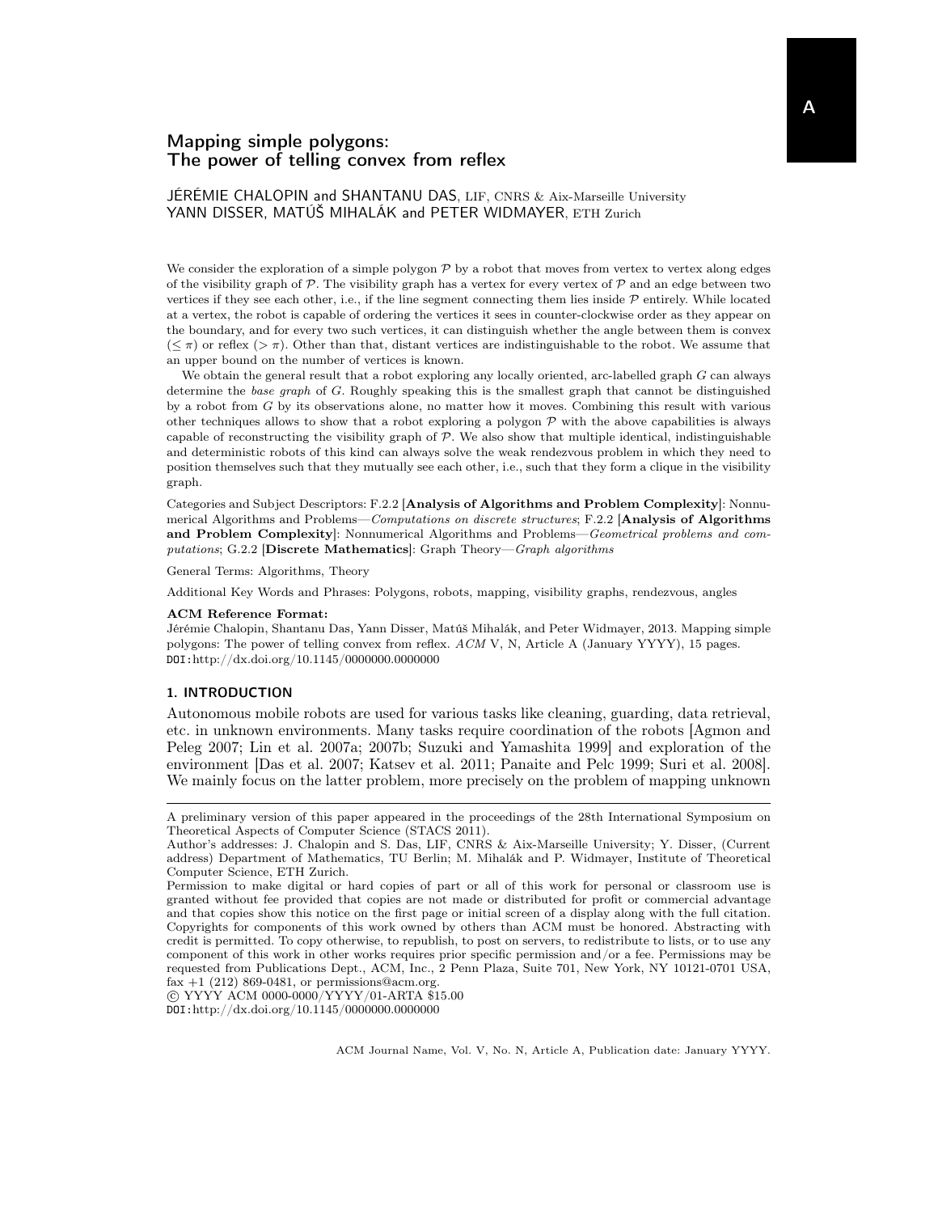# Mapping simple polygons: The power of telling convex from reflex

JÉRÉMIE CHALOPIN and SHANTANU DAS, LIF, CNRS & Aix-Marseille University
YANN DISSER, MATÚŠ MIHALÁK and PETER WIDMAYER, ETH Zurich

We consider the exploration of a simple polygon $\mathcal{P}$ by a robot that moves from vertex to vertex along edges of the visibility graph of $\mathcal{P}$. The visibility graph has a vertex for every vertex of $\mathcal{P}$ and an edge between two vertices if they see each other, i.e., if the line segment connecting them lies inside $\mathcal{P}$ entirely. While located at a vertex, the robot is capable of ordering the vertices it sees in counter-clockwise order as they appear on the boundary, and for every two such vertices, it can distinguish whether the angle between them is convex ($\leq \pi$) or reflex ($> \pi$). Other than that, distant vertices are indistinguishable to the robot. We assume that an upper bound on the number of vertices is known.

We obtain the general result that a robot exploring any locally oriented, arc-labelled graph $G$ can always determine the *base graph* of $G$. Roughly speaking this is the smallest graph that cannot be distinguished by a robot from $G$ by its observations alone, no matter how it moves. Combining this result with various other techniques allows to show that a robot exploring a polygon $\mathcal{P}$ with the above capabilities is always capable of reconstructing the visibility graph of $\mathcal{P}$. We also show that multiple identical, indistinguishable and deterministic robots of this kind can always solve the weak rendezvous problem in which they need to position themselves such that they mutually see each other, i.e., such that they form a clique in the visibility graph.

Categories and Subject Descriptors: F.2.2 [**Analysis of Algorithms and Problem Complexity**]: Nonnumerical Algorithms and Problems—*Computations on discrete structures*; F.2.2 [**Analysis of Algorithms and Problem Complexity**]: Nonnumerical Algorithms and Problems—*Geometrical problems and computations*; G.2.2 [**Discrete Mathematics**]: Graph Theory—*Graph algorithms*

General Terms: Algorithms, Theory

Additional Key Words and Phrases: Polygons, robots, mapping, visibility graphs, rendezvous, angles

**ACM Reference Format:**
Jérémie Chalopin, Shantanu Das, Yann Disser, Matúš Mihalák, and Peter Widmayer, 2013. Mapping simple polygons: The power of telling convex from reflex. *ACM* V, N, Article A (January YYYY), 15 pages.
DOI:http://dx.doi.org/10.1145/0000000.0000000

## 1. INTRODUCTION

Autonomous mobile robots are used for various tasks like cleaning, guarding, data retrieval, etc. in unknown environments. Many tasks require coordination of the robots [Agmon and Peleg 2007; Lin et al. 2007a; 2007b; Suzuki and Yamashita 1999] and exploration of the environment [Das et al. 2007; Katsev et al. 2011; Panaite and Pelc 1999; Suri et al. 2008]. We mainly focus on the latter problem, more precisely on the problem of mapping unknown

---

A preliminary version of this paper appeared in the proceedings of the 28th International Symposium on Theoretical Aspects of Computer Science (STACS 2011).

Author's addresses: J. Chalopin and S. Das, LIF, CNRS & Aix-Marseille University; Y. Disser, (Current address) Department of Mathematics, TU Berlin; M. Mihalák and P. Widmayer, Institute of Theoretical Computer Science, ETH Zurich.

Permission to make digital or hard copies of part or all of this work for personal or classroom use is granted without fee provided that copies are not made or distributed for profit or commercial advantage and that copies show this notice on the first page or initial screen of a display along with the full citation. Copyrights for components of this work owned by others than ACM must be honored. Abstracting with credit is permitted. To copy otherwise, to republish, to post on servers, to redistribute to lists, or to use any component of this work in other works requires prior specific permission and/or a fee. Permissions may be requested from Publications Dept., ACM, Inc., 2 Penn Plaza, Suite 701, New York, NY 10121-0701 USA, fax +1 (212) 869-0481, or permissions@acm.org.

© YYYY ACM 0000-0000/YYYY/01-ARTA $15.00
DOI:http://dx.doi.org/10.1145/0000000.0000000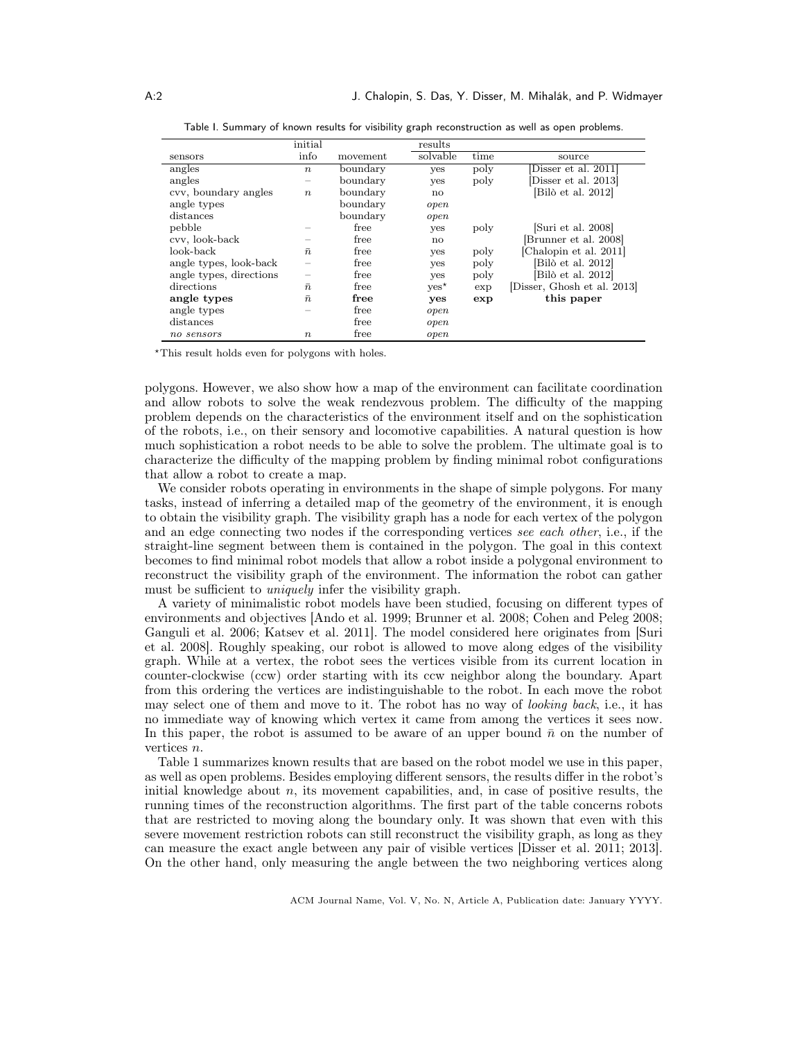Table I. Summary of known results for visibility graph reconstruction as well as open problems.

| sensors | initial info | movement | results solvable | time | source |
|---|---|---|---|---|---|
| angles | $n$ | boundary | yes | poly | [Disser et al. 2011] |
| angles | – | boundary | yes | poly | [Disser et al. 2013] |
| cvv, boundary angles | $n$ | boundary | no | | [Bilò et al. 2012] |
| angle types | | boundary | *open* | | |
| distances | | boundary | *open* | | |
| pebble | – | free | yes | poly | [Suri et al. 2008] |
| cvv, look-back | – | free | no | | [Brunner et al. 2008] |
| look-back | $\bar{n}$ | free | yes | poly | [Chalopin et al. 2011] |
| angle types, look-back | – | free | yes | poly | [Bilò et al. 2012] |
| angle types, directions | – | free | yes | poly | [Bilò et al. 2012] |
| directions | $\bar{n}$ | free | yes* | exp | [Disser, Ghosh et al. 2013] |
| **angle types** | $\bar{n}$ | **free** | **yes** | **exp** | **this paper** |
| angle types | – | free | *open* | | |
| distances | | free | *open* | | |
| *no sensors* | $n$ | free | *open* | | |

*This result holds even for polygons with holes.

polygons. However, we also show how a map of the environment can facilitate coordination and allow robots to solve the weak rendezvous problem. The difficulty of the mapping problem depends on the characteristics of the environment itself and on the sophistication of the robots, i.e., on their sensory and locomotive capabilities. A natural question is how much sophistication a robot needs to be able to solve the problem. The ultimate goal is to characterize the difficulty of the mapping problem by finding minimal robot configurations that allow a robot to create a map.

We consider robots operating in environments in the shape of simple polygons. For many tasks, instead of inferring a detailed map of the geometry of the environment, it is enough to obtain the visibility graph. The visibility graph has a node for each vertex of the polygon and an edge connecting two nodes if the corresponding vertices *see each other*, i.e., if the straight-line segment between them is contained in the polygon. The goal in this context becomes to find minimal robot models that allow a robot inside a polygonal environment to reconstruct the visibility graph of the environment. The information the robot can gather must be sufficient to *uniquely* infer the visibility graph.

A variety of minimalistic robot models have been studied, focusing on different types of environments and objectives [Ando et al. 1999; Brunner et al. 2008; Cohen and Peleg 2008; Ganguli et al. 2006; Katsev et al. 2011]. The model considered here originates from [Suri et al. 2008]. Roughly speaking, our robot is allowed to move along edges of the visibility graph. While at a vertex, the robot sees the vertices visible from its current location in counter-clockwise (ccw) order starting with its ccw neighbor along the boundary. Apart from this ordering the vertices are indistinguishable to the robot. In each move the robot may select one of them and move to it. The robot has no way of *looking back*, i.e., it has no immediate way of knowing which vertex it came from among the vertices it sees now. In this paper, the robot is assumed to be aware of an upper bound $\bar{n}$ on the number of vertices $n$.

Table 1 summarizes known results that are based on the robot model we use in this paper, as well as open problems. Besides employing different sensors, the results differ in the robot's initial knowledge about $n$, its movement capabilities, and, in case of positive results, the running times of the reconstruction algorithms. The first part of the table concerns robots that are restricted to moving along the boundary only. It was shown that even with this severe movement restriction robots can still reconstruct the visibility graph, as long as they can measure the exact angle between any pair of visible vertices [Disser et al. 2011; 2013]. On the other hand, only measuring the angle between the two neighboring vertices along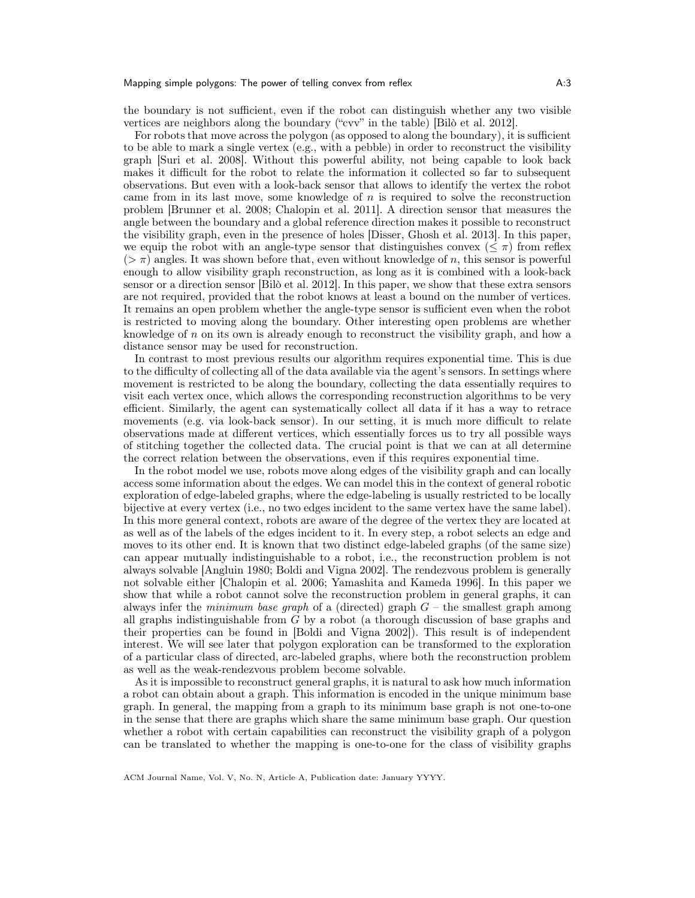the boundary is not sufficient, even if the robot can distinguish whether any two visible vertices are neighbors along the boundary ("cvv" in the table) [Bilò et al. 2012].

For robots that move across the polygon (as opposed to along the boundary), it is sufficient to be able to mark a single vertex (e.g., with a pebble) in order to reconstruct the visibility graph [Suri et al. 2008]. Without this powerful ability, not being capable to look back makes it difficult for the robot to relate the information it collected so far to subsequent observations. But even with a look-back sensor that allows to identify the vertex the robot came from in its last move, some knowledge of $n$ is required to solve the reconstruction problem [Brunner et al. 2008; Chalopin et al. 2011]. A direction sensor that measures the angle between the boundary and a global reference direction makes it possible to reconstruct the visibility graph, even in the presence of holes [Disser, Ghosh et al. 2013]. In this paper, we equip the robot with an angle-type sensor that distinguishes convex ($\leq \pi$) from reflex ($> \pi$) angles. It was shown before that, even without knowledge of $n$, this sensor is powerful enough to allow visibility graph reconstruction, as long as it is combined with a look-back sensor or a direction sensor [Bilò et al. 2012]. In this paper, we show that these extra sensors are not required, provided that the robot knows at least a bound on the number of vertices. It remains an open problem whether the angle-type sensor is sufficient even when the robot is restricted to moving along the boundary. Other interesting open problems are whether knowledge of $n$ on its own is already enough to reconstruct the visibility graph, and how a distance sensor may be used for reconstruction.

In contrast to most previous results our algorithm requires exponential time. This is due to the difficulty of collecting all of the data available via the agent's sensors. In settings where movement is restricted to be along the boundary, collecting the data essentially requires to visit each vertex once, which allows the corresponding reconstruction algorithms to be very efficient. Similarly, the agent can systematically collect all data if it has a way to retrace movements (e.g. via look-back sensor). In our setting, it is much more difficult to relate observations made at different vertices, which essentially forces us to try all possible ways of stitching together the collected data. The crucial point is that we can at all determine the correct relation between the observations, even if this requires exponential time.

In the robot model we use, robots move along edges of the visibility graph and can locally access some information about the edges. We can model this in the context of general robotic exploration of edge-labeled graphs, where the edge-labeling is usually restricted to be locally bijective at every vertex (i.e., no two edges incident to the same vertex have the same label). In this more general context, robots are aware of the degree of the vertex they are located at as well as of the labels of the edges incident to it. In every step, a robot selects an edge and moves to its other end. It is known that two distinct edge-labeled graphs (of the same size) can appear mutually indistinguishable to a robot, i.e., the reconstruction problem is not always solvable [Angluin 1980; Boldi and Vigna 2002]. The rendezvous problem is generally not solvable either [Chalopin et al. 2006; Yamashita and Kameda 1996]. In this paper we show that while a robot cannot solve the reconstruction problem in general graphs, it can always infer the *minimum base graph* of a (directed) graph $G$ – the smallest graph among all graphs indistinguishable from $G$ by a robot (a thorough discussion of base graphs and their properties can be found in [Boldi and Vigna 2002]). This result is of independent interest. We will see later that polygon exploration can be transformed to the exploration of a particular class of directed, arc-labeled graphs, where both the reconstruction problem as well as the weak-rendezvous problem become solvable.

As it is impossible to reconstruct general graphs, it is natural to ask how much information a robot can obtain about a graph. This information is encoded in the unique minimum base graph. In general, the mapping from a graph to its minimum base graph is not one-to-one in the sense that there are graphs which share the same minimum base graph. Our question whether a robot with certain capabilities can reconstruct the visibility graph of a polygon can be translated to whether the mapping is one-to-one for the class of visibility graphs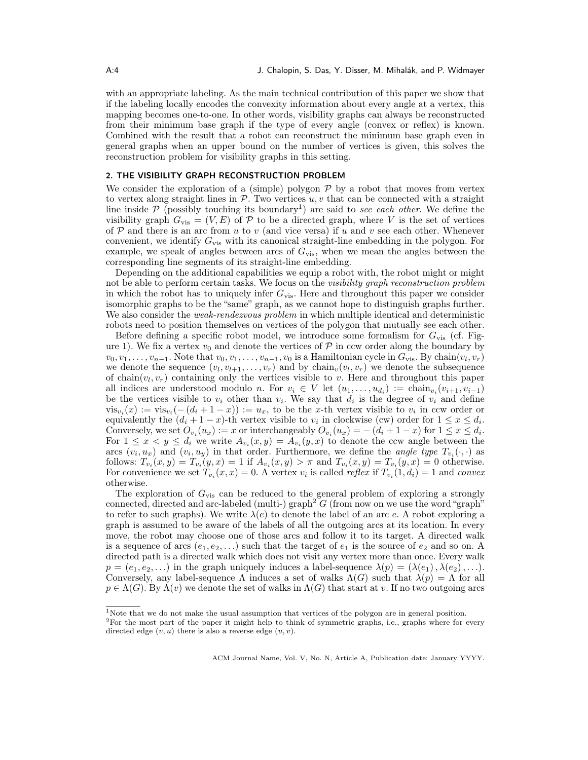with an appropriate labeling. As the main technical contribution of this paper we show that if the labeling locally encodes the convexity information about every angle at a vertex, this mapping becomes one-to-one. In other words, visibility graphs can always be reconstructed from their minimum base graph if the type of every angle (convex or reflex) is known. Combined with the result that a robot can reconstruct the minimum base graph even in general graphs when an upper bound on the number of vertices is given, this solves the reconstruction problem for visibility graphs in this setting.

## 2. THE VISIBILITY GRAPH RECONSTRUCTION PROBLEM

We consider the exploration of a (simple) polygon $\mathcal{P}$ by a robot that moves from vertex to vertex along straight lines in $\mathcal{P}$. Two vertices $u, v$ that can be connected with a straight line inside $\mathcal{P}$ (possibly touching its boundary[1]) are said to *see each other*. We define the visibility graph $G_{\text{vis}} = (V, E)$ of $\mathcal{P}$ to be a directed graph, where $V$ is the set of vertices of $\mathcal{P}$ and there is an arc from $u$ to $v$ (and vice versa) if $u$ and $v$ see each other. Whenever convenient, we identify $G_{\text{vis}}$ with its canonical straight-line embedding in the polygon. For example, we speak of angles between arcs of $G_{\text{vis}}$, when we mean the angles between the corresponding line segments of its straight-line embedding.

Depending on the additional capabilities we equip a robot with, the robot might or might not be able to perform certain tasks. We focus on the *visibility graph reconstruction problem* in which the robot has to uniquely infer $G_{\text{vis}}$. Here and throughout this paper we consider isomorphic graphs to be the "same" graph, as we cannot hope to distinguish graphs further. We also consider the *weak-rendezvous problem* in which multiple identical and deterministic robots need to position themselves on vertices of the polygon that mutually see each other.

Before defining a specific robot model, we introduce some formalism for $G_{\text{vis}}$ (cf. Figure 1). We fix a vertex $v_0$ and denote the vertices of $\mathcal{P}$ in ccw order along the boundary by $v_0, v_1, \ldots, v_{n-1}$. Note that $v_0, v_1, \ldots, v_{n-1}, v_0$ is a Hamiltonian cycle in $G_{\text{vis}}$. By $\text{chain}(v_l, v_r)$ we denote the sequence $(v_l, v_{l+1}, \ldots, v_r)$ and by $\text{chain}_v(v_l, v_r)$ we denote the subsequence of $\text{chain}(v_l, v_r)$ containing only the vertices visible to $v$. Here and throughout this paper all indices are understood modulo $n$. For $v_i \in V$ let $(u_1, \ldots, u_{d_i}) := \text{chain}_{v_i}(v_{i+1}, v_{i-1})$ be the vertices visible to $v_i$ other than $v_i$. We say that $d_i$ is the degree of $v_i$ and define $\text{vis}_{v_i}(x) := \text{vis}_{v_i}(-(d_i + 1 - x)) := u_x$, to be the $x$-th vertex visible to $v_i$ in ccw order or equivalently the $(d_i + 1 - x)$-th vertex visible to $v_i$ in clockwise (cw) order for $1 \le x \le d_i$. Conversely, we set $O_{v_i}(u_x) := x$ or interchangeably $O_{v_i}(u_x) = -(d_i + 1 - x)$ for $1 \le x \le d_i$. For $1 \le x < y \le d_i$ we write $A_{v_i}(x, y) = A_{v_i}(y, x)$ to denote the ccw angle between the arcs $(v_i, u_x)$ and $(v_i, u_y)$ in that order. Furthermore, we define the *angle type* $T_{v_i}(\cdot, \cdot)$ as follows: $T_{v_i}(x, y) = T_{v_i}(y, x) = 1$ if $A_{v_i}(x, y) > \pi$ and $T_{v_i}(x, y) = T_{v_i}(y, x) = 0$ otherwise. For convenience we set $T_{v_i}(x, x) = 0$. A vertex $v_i$ is called *reflex* if $T_{v_i}(1, d_i) = 1$ and *convex* otherwise.

The exploration of $G_{\text{vis}}$ can be reduced to the general problem of exploring a strongly connected, directed and arc-labeled (multi-) graph[2] $G$ (from now on we use the word "graph" to refer to such graphs). We write $\lambda(e)$ to denote the label of an arc $e$. A robot exploring a graph is assumed to be aware of the labels of all the outgoing arcs at its location. In every move, the robot may choose one of those arcs and follow it to its target. A directed walk is a sequence of arcs $(e_1, e_2, \ldots)$ such that the target of $e_1$ is the source of $e_2$ and so on. A directed path is a directed walk which does not visit any vertex more than once. Every walk $p = (e_1, e_2, \ldots)$ in the graph uniquely induces a label-sequence $\lambda(p) = (\lambda(e_1), \lambda(e_2), \ldots)$. Conversely, any label-sequence $\Lambda$ induces a set of walks $\Lambda(G)$ such that $\lambda(p) = \Lambda$ for all $p \in \Lambda(G)$. By $\Lambda(v)$ we denote the set of walks in $\Lambda(G)$ that start at $v$. If no two outgoing arcs

---

[1] Note that we do not make the usual assumption that vertices of the polygon are in general position.

[2] For the most part of the paper it might help to think of symmetric graphs, i.e., graphs where for every directed edge $(v, u)$ there is also a reverse edge $(u, v)$.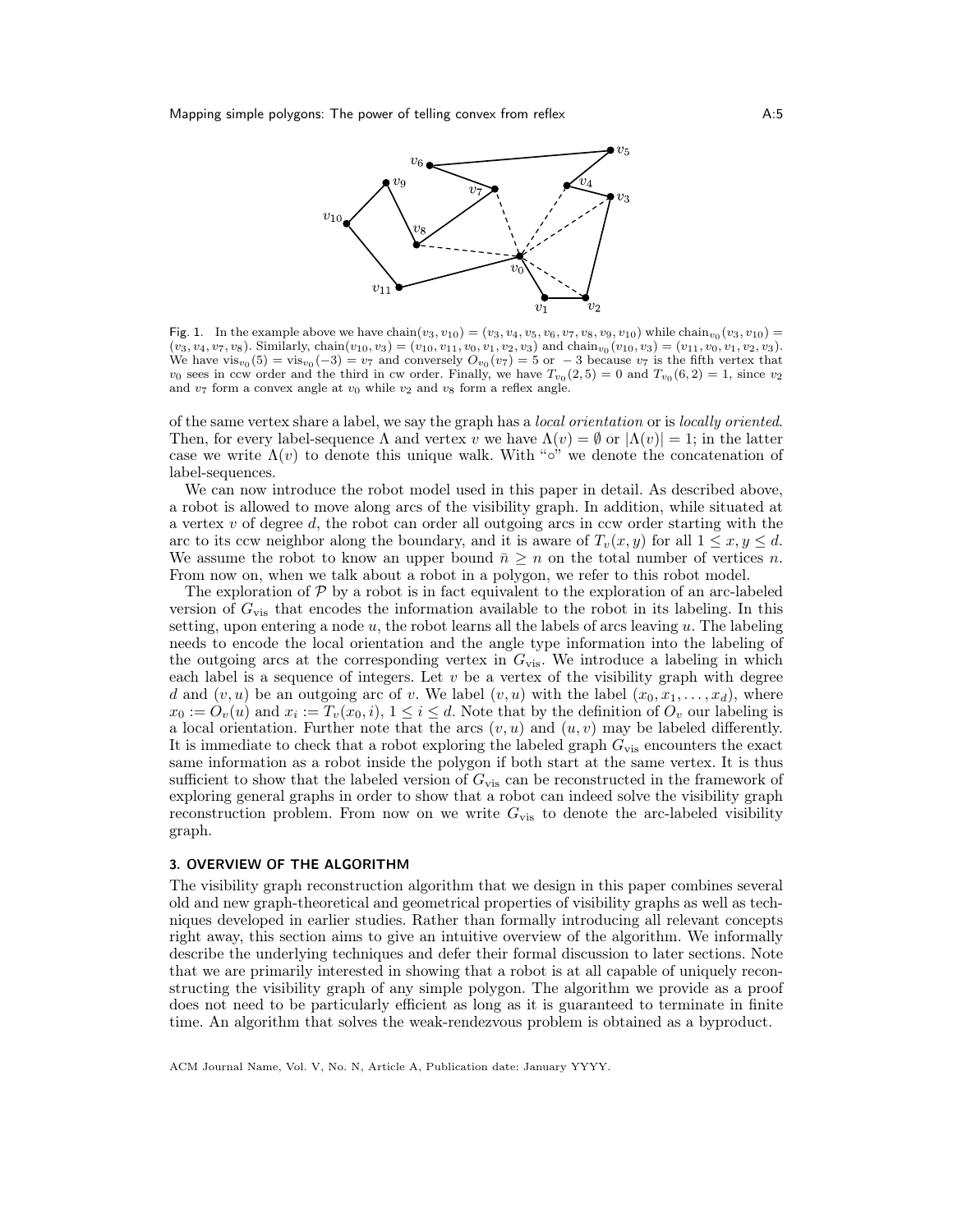Fig. 1. In the example above we have $\text{chain}(v_3, v_{10}) = (v_3, v_4, v_5, v_6, v_7, v_8, v_9, v_{10})$ while $\text{chain}_{v_0}(v_3, v_{10}) = (v_3, v_4, v_7, v_8)$. Similarly, $\text{chain}(v_{10}, v_3) = (v_{10}, v_{11}, v_0, v_1, v_2, v_3)$ and $\text{chain}_{v_0}(v_{10}, v_3) = (v_{11}, v_0, v_1, v_2, v_3)$. We have $\text{vis}_{v_0}(5) = \text{vis}_{v_0}(-3) = v_7$ and conversely $O_{v_0}(v_7) = 5$ or $-3$ because $v_7$ is the fifth vertex that $v_0$ sees in ccw order and the third in cw order. Finally, we have $T_{v_0}(2, 5) = 0$ and $T_{v_0}(6, 2) = 1$, since $v_2$ and $v_7$ form a convex angle at $v_0$ while $v_2$ and $v_8$ form a reflex angle.

of the same vertex share a label, we say the graph has a *local orientation* or is *locally oriented*. Then, for every label-sequence $\Lambda$ and vertex $v$ we have $\Lambda(v) = \emptyset$ or $|\Lambda(v)| = 1$; in the latter case we write $\Lambda(v)$ to denote this unique walk. With "$\circ$" we denote the concatenation of label-sequences.

We can now introduce the robot model used in this paper in detail. As described above, a robot is allowed to move along arcs of the visibility graph. In addition, while situated at a vertex $v$ of degree $d$, the robot can order all outgoing arcs in ccw order starting with the arc to its ccw neighbor along the boundary, and it is aware of $T_v(x, y)$ for all $1 \leq x, y \leq d$. We assume the robot to know an upper bound $\bar{n} \geq n$ on the total number of vertices $n$. From now on, when we talk about a robot in a polygon, we refer to this robot model.

The exploration of $\mathcal{P}$ by a robot is in fact equivalent to the exploration of an arc-labeled version of $G_{\text{vis}}$ that encodes the information available to the robot in its labeling. In this setting, upon entering a node $u$, the robot learns all the labels of arcs leaving $u$. The labeling needs to encode the local orientation and the angle type information into the labeling of the outgoing arcs at the corresponding vertex in $G_{\text{vis}}$. We introduce a labeling in which each label is a sequence of integers. Let $v$ be a vertex of the visibility graph with degree $d$ and $(v, u)$ be an outgoing arc of $v$. We label $(v, u)$ with the label $(x_0, x_1, \ldots, x_d)$, where $x_0 := O_v(u)$ and $x_i := T_v(x_0, i)$, $1 \leq i \leq d$. Note that by the definition of $O_v$ our labeling is a local orientation. Further note that the arcs $(v, u)$ and $(u, v)$ may be labeled differently. It is immediate to check that a robot exploring the labeled graph $G_{\text{vis}}$ encounters the exact same information as a robot inside the polygon if both start at the same vertex. It is thus sufficient to show that the labeled version of $G_{\text{vis}}$ can be reconstructed in the framework of exploring general graphs in order to show that a robot can indeed solve the visibility graph reconstruction problem. From now on we write $G_{\text{vis}}$ to denote the arc-labeled visibility graph.

## 3. OVERVIEW OF THE ALGORITHM

The visibility graph reconstruction algorithm that we design in this paper combines several old and new graph-theoretical and geometrical properties of visibility graphs as well as techniques developed in earlier studies. Rather than formally introducing all relevant concepts right away, this section aims to give an intuitive overview of the algorithm. We informally describe the underlying techniques and defer their formal discussion to later sections. Note that we are primarily interested in showing that a robot is at all capable of uniquely reconstructing the visibility graph of any simple polygon. The algorithm we provide as a proof does not need to be particularly efficient as long as it is guaranteed to terminate in finite time. An algorithm that solves the weak-rendezvous problem is obtained as a byproduct.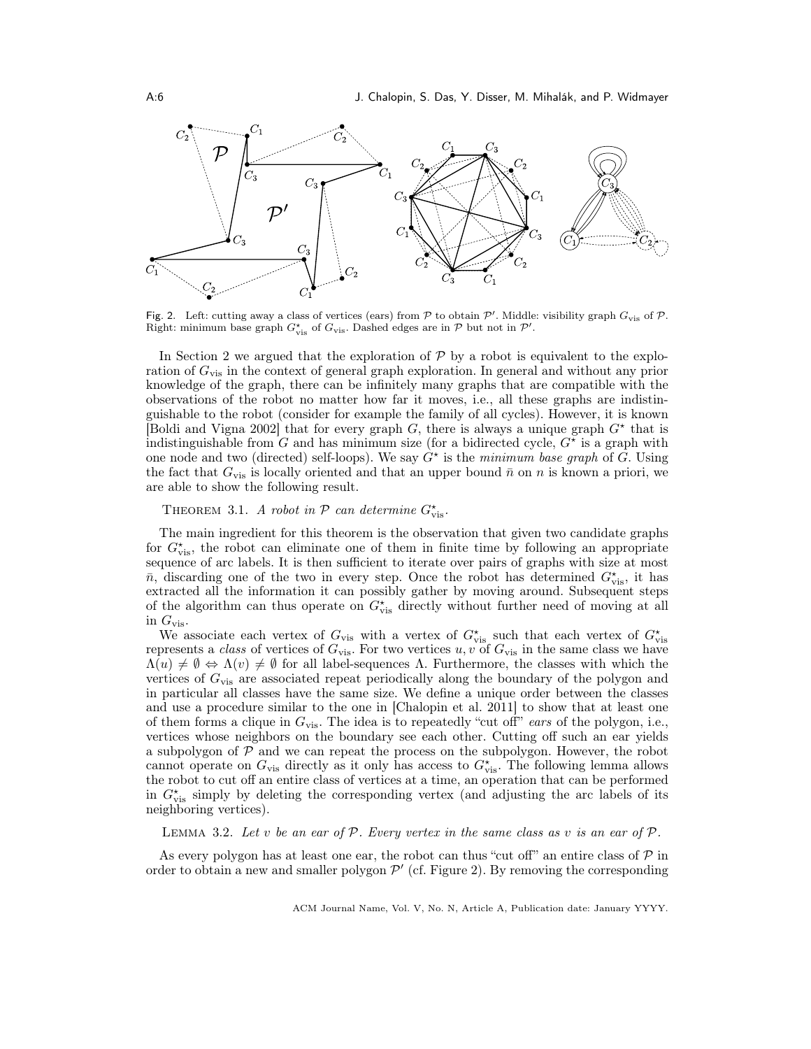Fig. 2. Left: cutting away a class of vertices (ears) from $\mathcal{P}$ to obtain $\mathcal{P}'$. Middle: visibility graph $G_{\text{vis}}$ of $\mathcal{P}$. Right: minimum base graph $G^\star_{\text{vis}}$ of $G_{\text{vis}}$. Dashed edges are in $\mathcal{P}$ but not in $\mathcal{P}'$.

In Section 2 we argued that the exploration of $\mathcal{P}$ by a robot is equivalent to the exploration of $G_{\text{vis}}$ in the context of general graph exploration. In general and without any prior knowledge of the graph, there can be infinitely many graphs that are compatible with the observations of the robot no matter how far it moves, i.e., all these graphs are indistinguishable to the robot (consider for example the family of all cycles). However, it is known [Boldi and Vigna 2002] that for every graph $G$, there is always a unique graph $G^\star$ that is indistinguishable from $G$ and has minimum size (for a bidirected cycle, $G^\star$ is a graph with one node and two (directed) self-loops). We say $G^\star$ is the *minimum base graph* of $G$. Using the fact that $G_{\text{vis}}$ is locally oriented and that an upper bound $\bar{n}$ on $n$ is known a priori, we are able to show the following result.

THEOREM 3.1. *A robot in $\mathcal{P}$ can determine $G^\star_{\text{vis}}$.*

The main ingredient for this theorem is the observation that given two candidate graphs for $G^\star_{\text{vis}}$, the robot can eliminate one of them in finite time by following an appropriate sequence of arc labels. It is then sufficient to iterate over pairs of graphs with size at most $\bar{n}$, discarding one of the two in every step. Once the robot has determined $G^\star_{\text{vis}}$, it has extracted all the information it can possibly gather by moving around. Subsequent steps of the algorithm can thus operate on $G^\star_{\text{vis}}$ directly without further need of moving at all in $G_{\text{vis}}$.

We associate each vertex of $G_{\text{vis}}$ with a vertex of $G^\star_{\text{vis}}$ such that each vertex of $G^\star_{\text{vis}}$ represents a *class* of vertices of $G_{\text{vis}}$. For two vertices $u, v$ of $G_{\text{vis}}$ in the same class we have $\Lambda(u) \neq \emptyset \Leftrightarrow \Lambda(v) \neq \emptyset$ for all label-sequences $\Lambda$. Furthermore, the classes with which the vertices of $G_{\text{vis}}$ are associated repeat periodically along the boundary of the polygon and in particular all classes have the same size. We define a unique order between the classes and use a procedure similar to the one in [Chalopin et al. 2011] to show that at least one of them forms a clique in $G_{\text{vis}}$. The idea is to repeatedly "cut off" *ears* of the polygon, i.e., vertices whose neighbors on the boundary see each other. Cutting off such an ear yields a subpolygon of $\mathcal{P}$ and we can repeat the process on the subpolygon. However, the robot cannot operate on $G_{\text{vis}}$ directly as it only has access to $G^\star_{\text{vis}}$. The following lemma allows the robot to cut off an entire class of vertices at a time, an operation that can be performed in $G^\star_{\text{vis}}$ simply by deleting the corresponding vertex (and adjusting the arc labels of its neighboring vertices).

LEMMA 3.2. *Let $v$ be an ear of $\mathcal{P}$. Every vertex in the same class as $v$ is an ear of $\mathcal{P}$.*

As every polygon has at least one ear, the robot can thus "cut off" an entire class of $\mathcal{P}$ in order to obtain a new and smaller polygon $\mathcal{P}'$ (cf. Figure 2). By removing the corresponding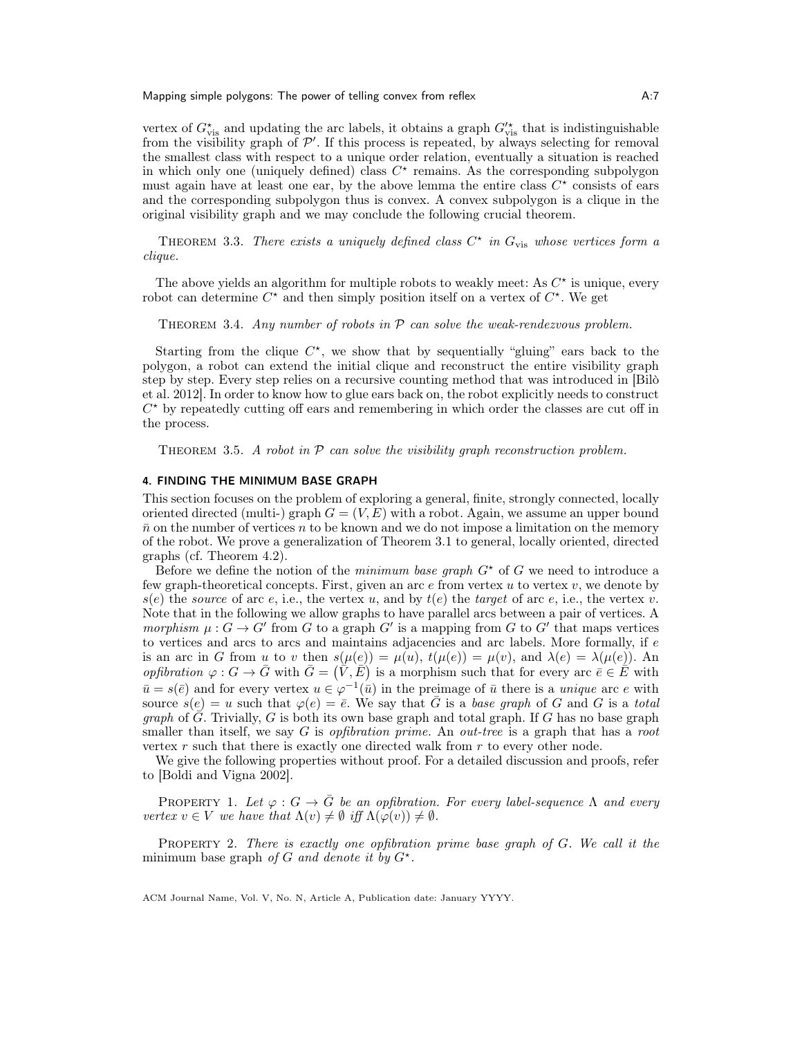vertex of $G^\star_{\text{vis}}$ and updating the arc labels, it obtains a graph $G'^\star_{\text{vis}}$ that is indistinguishable from the visibility graph of $\mathcal{P}'$. If this process is repeated, by always selecting for removal the smallest class with respect to a unique order relation, eventually a situation is reached in which only one (uniquely defined) class $C^\star$ remains. As the corresponding subpolygon must again have at least one ear, by the above lemma the entire class $C^\star$ consists of ears and the corresponding subpolygon thus is convex. A convex subpolygon is a clique in the original visibility graph and we may conclude the following crucial theorem.

THEOREM 3.3. *There exists a uniquely defined class $C^\star$ in $G_{\text{vis}}$ whose vertices form a clique.*

The above yields an algorithm for multiple robots to weakly meet: As $C^\star$ is unique, every robot can determine $C^\star$ and then simply position itself on a vertex of $C^\star$. We get

THEOREM 3.4. *Any number of robots in $\mathcal{P}$ can solve the weak-rendezvous problem.*

Starting from the clique $C^\star$, we show that by sequentially "gluing" ears back to the polygon, a robot can extend the initial clique and reconstruct the entire visibility graph step by step. Every step relies on a recursive counting method that was introduced in [Bilò et al. 2012]. In order to know how to glue ears back on, the robot explicitly needs to construct $C^\star$ by repeatedly cutting off ears and remembering in which order the classes are cut off in the process.

THEOREM 3.5. *A robot in $\mathcal{P}$ can solve the visibility graph reconstruction problem.*

## 4. FINDING THE MINIMUM BASE GRAPH

This section focuses on the problem of exploring a general, finite, strongly connected, locally oriented directed (multi-) graph $G = (V, E)$ with a robot. Again, we assume an upper bound $\bar{n}$ on the number of vertices $n$ to be known and we do not impose a limitation on the memory of the robot. We prove a generalization of Theorem 3.1 to general, locally oriented, directed graphs (cf. Theorem 4.2).

Before we define the notion of the *minimum base graph* $G^\star$ of $G$ we need to introduce a few graph-theoretical concepts. First, given an arc $e$ from vertex $u$ to vertex $v$, we denote by $s(e)$ the *source* of arc $e$, i.e., the vertex $u$, and by $t(e)$ the *target* of arc $e$, i.e., the vertex $v$. Note that in the following we allow graphs to have parallel arcs between a pair of vertices. A *morphism* $\mu : G \to G'$ from $G$ to a graph $G'$ is a mapping from $G$ to $G'$ that maps vertices to vertices and arcs to arcs and maintains adjacencies and arc labels. More formally, if $e$ is an arc in $G$ from $u$ to $v$ then $s(\mu(e)) = \mu(u)$, $t(\mu(e)) = \mu(v)$, and $\lambda(e) = \lambda(\mu(e))$. An *opfibration* $\varphi : G \to \bar{G}$ with $\bar{G} = (\bar{V}, \bar{E})$ is a morphism such that for every arc $\bar{e} \in \bar{E}$ with $\bar{u} = s(\bar{e})$ and for every vertex $u \in \varphi^{-1}(\bar{u})$ in the preimage of $\bar{u}$ there is a *unique* arc $e$ with source $s(e) = u$ such that $\varphi(e) = \bar{e}$. We say that $\bar{G}$ is a *base graph* of $G$ and $G$ is a *total graph* of $\bar{G}$. Trivially, $G$ is both its own base graph and total graph. If $G$ has no base graph smaller than itself, we say $G$ is *opfibration prime*. An *out-tree* is a graph that has a *root* vertex $r$ such that there is exactly one directed walk from $r$ to every other node.

We give the following properties without proof. For a detailed discussion and proofs, refer to [Boldi and Vigna 2002].

PROPERTY 1. *Let $\varphi : G \to \bar{G}$ be an opfibration. For every label-sequence $\Lambda$ and every vertex $v \in V$ we have that $\Lambda(v) \neq \emptyset$ iff $\Lambda(\varphi(v)) \neq \emptyset$.*

PROPERTY 2. *There is exactly one opfibration prime base graph of $G$. We call it the* minimum base graph *of $G$ and denote it by $G^\star$.*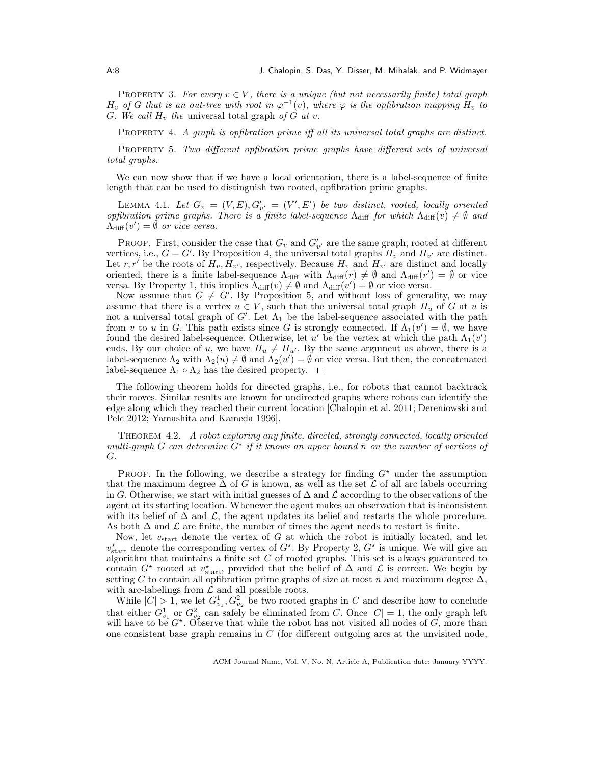PROPERTY 3. *For every $v \in V$, there is a unique (but not necessarily finite) total graph $H_v$ of $G$ that is an out-tree with root in $\varphi^{-1}(v)$, where $\varphi$ is the opfibration mapping $H_v$ to $G$. We call $H_v$ the* universal total graph *of $G$ at $v$.*

PROPERTY 4. *A graph is opfibration prime iff all its universal total graphs are distinct.*

PROPERTY 5. *Two different opfibration prime graphs have different sets of universal total graphs.*

We can now show that if we have a local orientation, there is a label-sequence of finite length that can be used to distinguish two rooted, opfibration prime graphs.

LEMMA 4.1. *Let $G_v = (V, E), G'_{v'} = (V', E')$ be two distinct, rooted, locally oriented opfibration prime graphs. There is a finite label-sequence $\Lambda_{\text{diff}}$ for which $\Lambda_{\text{diff}}(v) \neq \emptyset$ and $\Lambda_{\text{diff}}(v') = \emptyset$ or vice versa.*

PROOF. First, consider the case that $G_v$ and $G'_{v'}$ are the same graph, rooted at different vertices, i.e., $G = G'$. By Proposition 4, the universal total graphs $H_v$ and $H_{v'}$ are distinct. Let $r, r'$ be the roots of $H_v, H_{v'}$, respectively. Because $H_v$ and $H_{v'}$ are distinct and locally oriented, there is a finite label-sequence $\Lambda_{\text{diff}}$ with $\Lambda_{\text{diff}}(r) \neq \emptyset$ and $\Lambda_{\text{diff}}(r') = \emptyset$ or vice versa. By Property 1, this implies $\Lambda_{\text{diff}}(v) \neq \emptyset$ and $\Lambda_{\text{diff}}(v') = \emptyset$ or vice versa.

Now assume that $G \neq G'$. By Proposition 5, and without loss of generality, we may assume that there is a vertex $u \in V$, such that the universal total graph $H_u$ of $G$ at $u$ is not a universal total graph of $G'$. Let $\Lambda_1$ be the label-sequence associated with the path from $v$ to $u$ in $G$. This path exists since $G$ is strongly connected. If $\Lambda_1(v') = \emptyset$, we have found the desired label-sequence. Otherwise, let $u'$ be the vertex at which the path $\Lambda_1(v')$ ends. By our choice of $u$, we have $H_u \neq H_{u'}$. By the same argument as above, there is a label-sequence $\Lambda_2$ with $\Lambda_2(u) \neq \emptyset$ and $\Lambda_2(u') = \emptyset$ or vice versa. But then, the concatenated label-sequence $\Lambda_1 \circ \Lambda_2$ has the desired property. $\square$

The following theorem holds for directed graphs, i.e., for robots that cannot backtrack their moves. Similar results are known for undirected graphs where robots can identify the edge along which they reached their current location [Chalopin et al. 2011; Dereniowski and Pelc 2012; Yamashita and Kameda 1996].

THEOREM 4.2. *A robot exploring any finite, directed, strongly connected, locally oriented multi-graph $G$ can determine $G^\star$ if it knows an upper bound $\bar{n}$ on the number of vertices of $G$.*

PROOF. In the following, we describe a strategy for finding $G^\star$ under the assumption that the maximum degree $\Delta$ of $G$ is known, as well as the set $\mathcal{L}$ of all arc labels occurring in $G$. Otherwise, we start with initial guesses of $\Delta$ and $\mathcal{L}$ according to the observations of the agent at its starting location. Whenever the agent makes an observation that is inconsistent with its belief of $\Delta$ and $\mathcal{L}$, the agent updates its belief and restarts the whole procedure. As both $\Delta$ and $\mathcal{L}$ are finite, the number of times the agent needs to restart is finite.

Now, let $v_{\text{start}}$ denote the vertex of $G$ at which the robot is initially located, and let $v^\star_{\text{start}}$ denote the corresponding vertex of $G^\star$. By Property 2, $G^\star$ is unique. We will give an algorithm that maintains a finite set $C$ of rooted graphs. This set is always guaranteed to contain $G^\star$ rooted at $v^\star_{\text{start}}$, provided that the belief of $\Delta$ and $\mathcal{L}$ is correct. We begin by setting $C$ to contain all opfibration prime graphs of size at most $\bar{n}$ and maximum degree $\Delta$, with arc-labelings from $\mathcal{L}$ and all possible roots.

While $|C| > 1$, we let $G^1_{v_1}, G^2_{v_2}$ be two rooted graphs in $C$ and describe how to conclude that either $G^1_{v_1}$ or $G^2_{v_2}$ can safely be eliminated from $C$. Once $|C| = 1$, the only graph left will have to be $G^\star$. Observe that while the robot has not visited all nodes of $G$, more than one consistent base graph remains in $C$ (for different outgoing arcs at the unvisited node,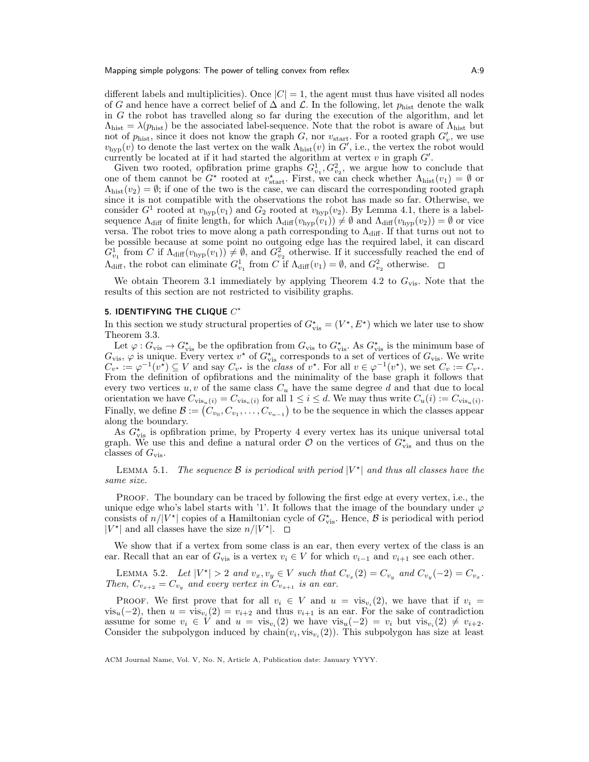different labels and multiplicities). Once $|C| = 1$, the agent must thus have visited all nodes of $G$ and hence have a correct belief of $\Delta$ and $\mathcal{L}$. In the following, let $p_{\text{hist}}$ denote the walk in $G$ the robot has travelled along so far during the execution of the algorithm, and let $\Lambda_{\text{hist}} = \lambda(p_{\text{hist}})$ be the associated label-sequence. Note that the robot is aware of $\Lambda_{\text{hist}}$ but not of $p_{\text{hist}}$, since it does not know the graph $G$, nor $v_{\text{start}}$. For a rooted graph $G'_v$, we use $v_{\text{hyp}}(v)$ to denote the last vertex on the walk $\Lambda_{\text{hist}}(v)$ in $G'$, i.e., the vertex the robot would currently be located at if it had started the algorithm at vertex $v$ in graph $G'$.

Given two rooted, opfibration prime graphs $G^1_{v_1}, G^2_{v_2}$, we argue how to conclude that one of them cannot be $G^\star$ rooted at $v^\star_{\text{start}}$. First, we can check whether $\Lambda_{\text{hist}}(v_1) = \emptyset$ or $\Lambda_{\text{hist}}(v_2) = \emptyset$; if one of the two is the case, we can discard the corresponding rooted graph since it is not compatible with the observations the robot has made so far. Otherwise, we consider $G^1$ rooted at $v_{\text{hyp}}(v_1)$ and $G_2$ rooted at $v_{\text{hyp}}(v_2)$. By Lemma 4.1, there is a label-sequence $\Lambda_{\text{diff}}$ of finite length, for which $\Lambda_{\text{diff}}(v_{\text{hyp}}(v_1)) \neq \emptyset$ and $\Lambda_{\text{diff}}(v_{\text{hyp}}(v_2)) = \emptyset$ or vice versa. The robot tries to move along a path corresponding to $\Lambda_{\text{diff}}$. If that turns out not to be possible because at some point no outgoing edge has the required label, it can discard $G^1_{v_1}$ from $C$ if $\Lambda_{\text{diff}}(v_{\text{hyp}}(v_1)) \neq \emptyset$, and $G^2_{v_2}$ otherwise. If it successfully reached the end of $\Lambda_{\text{diff}}$, the robot can eliminate $G^1_{v_1}$ from $C$ if $\Lambda_{\text{diff}}(v_1) = \emptyset$, and $G^2_{v_2}$ otherwise. $\square$

We obtain Theorem 3.1 immediately by applying Theorem 4.2 to $G_{\text{vis}}$. Note that the results of this section are not restricted to visibility graphs.

## 5. IDENTIFYING THE CLIQUE $C^\star$

In this section we study structural properties of $G^\star_{\text{vis}} = (V^\star, E^\star)$ which we later use to show Theorem 3.3.

Let $\varphi : G_{\text{vis}} \to G^\star_{\text{vis}}$ be the opfibration from $G_{\text{vis}}$ to $G^\star_{\text{vis}}$. As $G^\star_{\text{vis}}$ is the minimum base of $G_{\text{vis}}$, $\varphi$ is unique. Every vertex $v^\star$ of $G^\star_{\text{vis}}$ corresponds to a set of vertices of $G_{\text{vis}}$. We write $C_{v^\star} := \varphi^{-1}(v^\star) \subseteq V$ and say $C_{v^\star}$ is the *class* of $v^\star$. For all $v \in \varphi^{-1}(v^\star)$, we set $C_v := C_{v^\star}$. From the definition of opfibrations and the minimality of the base graph it follows that every two vertices $u, v$ of the same class $C_u$ have the same degree $d$ and that due to local orientation we have $C_{\text{vis}_u(i)} = C_{\text{vis}_v(i)}$ for all $1 \leq i \leq d$. We may thus write $C_u(i) := C_{\text{vis}_u(i)}$. Finally, we define $\mathcal{B} := \left(C_{v_0}, C_{v_1}, \ldots, C_{v_{n-1}}\right)$ to be the sequence in which the classes appear along the boundary.

As $G^\star_{\text{vis}}$ is opfibration prime, by Property 4 every vertex has its unique universal total graph. We use this and define a natural order $\mathcal{O}$ on the vertices of $G^\star_{\text{vis}}$ and thus on the classes of $G_{\text{vis}}$.

LEMMA 5.1. *The sequence $\mathcal{B}$ is periodical with period $|V^\star|$ and thus all classes have the same size.*

PROOF. The boundary can be traced by following the first edge at every vertex, i.e., the unique edge who's label starts with '1'. It follows that the image of the boundary under $\varphi$ consists of $n/|V^\star|$ copies of a Hamiltonian cycle of $G^\star_{\text{vis}}$. Hence, $\mathcal{B}$ is periodical with period $|V^\star|$ and all classes have the size $n/|V^\star|$. $\square$

We show that if a vertex from some class is an ear, then every vertex of the class is an ear. Recall that an ear of $G_{\text{vis}}$ is a vertex $v_i \in V$ for which $v_{i-1}$ and $v_{i+1}$ see each other.

LEMMA 5.2. *Let $|V^\star| > 2$ and $v_x, v_y \in V$ such that $C_{v_x}(2) = C_{v_y}$ and $C_{v_y}(-2) = C_{v_x}$. Then, $C_{v_{x+2}} = C_{v_y}$ and every vertex in $C_{v_{x+1}}$ is an ear.*

PROOF. We first prove that for all $v_i \in V$ and $u = \text{vis}_{v_i}(2)$, we have that if $v_i = \text{vis}_u(-2)$, then $u = \text{vis}_{v_i}(2) = v_{i+2}$ and thus $v_{i+1}$ is an ear. For the sake of contradiction assume for some $v_i \in V$ and $u = \text{vis}_{v_i}(2)$ we have $\text{vis}_u(-2) = v_i$ but $\text{vis}_{v_i}(2) \neq v_{i+2}$. Consider the subpolygon induced by $\text{chain}(v_i, \text{vis}_{v_i}(2))$. This subpolygon has size at least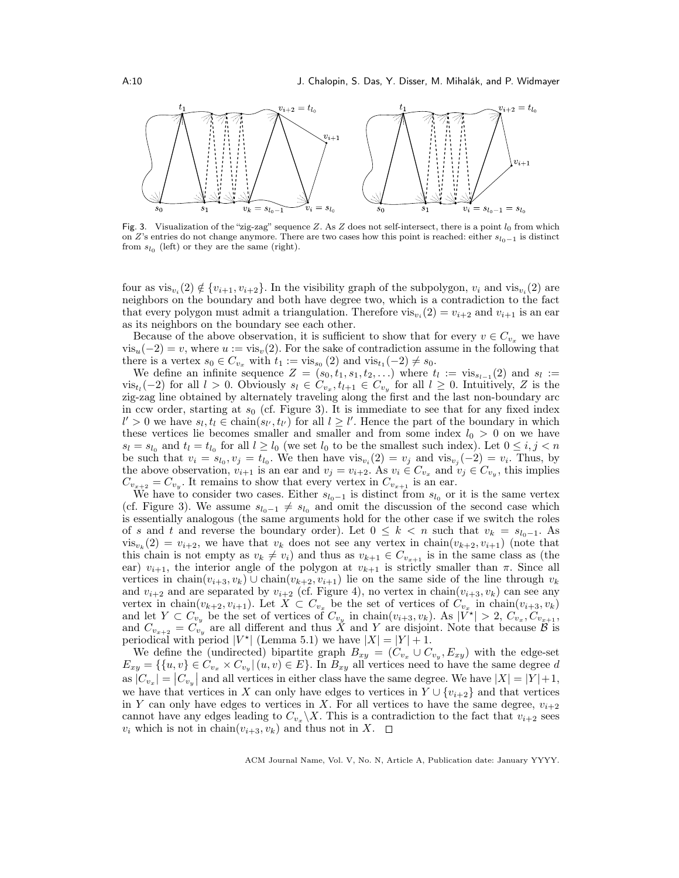Fig. 3. Visualization of the "zig-zag" sequence $Z$. As $Z$ does not self-intersect, there is a point $l_0$ from which on $Z$'s entries do not change anymore. There are two cases how this point is reached: either $s_{l_0-1}$ is distinct from $s_{l_0}$ (left) or they are the same (right).

four as $\text{vis}_{v_i}(2) \notin \{v_{i+1}, v_{i+2}\}$. In the visibility graph of the subpolygon, $v_i$ and $\text{vis}_{v_i}(2)$ are neighbors on the boundary and both have degree two, which is a contradiction to the fact that every polygon must admit a triangulation. Therefore $\text{vis}_{v_i}(2) = v_{i+2}$ and $v_{i+1}$ is an ear as its neighbors on the boundary see each other.

Because of the above observation, it is sufficient to show that for every $v \in C_{v_x}$ we have $\text{vis}_u(-2) = v$, where $u := \text{vis}_v(2)$. For the sake of contradiction assume in the following that there is a vertex $s_0 \in C_{v_x}$ with $t_1 := \text{vis}_{s_0}(2)$ and $\text{vis}_{t_1}(-2) \neq s_0$.

We define an infinite sequence $Z = (s_0, t_1, s_1, t_2, \ldots)$ where $t_l := \text{vis}_{s_{l-1}}(2)$ and $s_l := \text{vis}_{t_l}(-2)$ for all $l > 0$. Obviously $s_l \in C_{v_x}, t_{l+1} \in C_{v_y}$ for all $l \geq 0$. Intuitively, $Z$ is the zig-zag line obtained by alternately traveling along the first and the last non-boundary arc in ccw order, starting at $s_0$ (cf. Figure 3). It is immediate to see that for any fixed index $l' > 0$ we have $s_l, t_l \in \text{chain}(s_{l'}, t_{l'})$ for all $l \geq l'$. Hence the part of the boundary in which these vertices lie becomes smaller and smaller and from some index $l_0 > 0$ on we have $s_l = s_{l_0}$ and $t_l = t_{l_0}$ for all $l \geq l_0$ (we set $l_0$ to be the smallest such index). Let $0 \leq i, j < n$ be such that $v_i = s_{l_0}, v_j = t_{l_0}$. We then have $\text{vis}_{v_i}(2) = v_j$ and $\text{vis}_{v_j}(-2) = v_i$. Thus, by the above observation, $v_{i+1}$ is an ear and $v_j = v_{i+2}$. As $v_i \in C_{v_x}$ and $v_j \in C_{v_y}$, this implies $C_{v_{x+2}} = C_{v_y}$. It remains to show that every vertex in $C_{v_{x+1}}$ is an ear.

We have to consider two cases. Either $s_{l_0-1}$ is distinct from $s_{l_0}$ or it is the same vertex (cf. Figure 3). We assume $s_{l_0-1} \neq s_{l_0}$ and omit the discussion of the second case which is essentially analogous (the same arguments hold for the other case if we switch the roles of $s$ and $t$ and reverse the boundary order). Let $0 \leq k < n$ such that $v_k = s_{l_0-1}$. As $\text{vis}_{v_k}(2) = v_{i+2}$, we have that $v_k$ does not see any vertex in $\text{chain}(v_{k+2}, v_{i+1})$ (note that this chain is not empty as $v_k \neq v_i$) and thus as $v_{k+1} \in C_{v_{x+1}}$ is in the same class as (the ear) $v_{i+1}$, the interior angle of the polygon at $v_{k+1}$ is strictly smaller than $\pi$. Since all vertices in $\text{chain}(v_{i+3}, v_k) \cup \text{chain}(v_{k+2}, v_{i+1})$ lie on the same side of the line through $v_k$ and $v_{i+2}$ and are separated by $v_{i+2}$ (cf. Figure 4), no vertex in $\text{chain}(v_{i+3}, v_k)$ can see any vertex in $\text{chain}(v_{k+2}, v_{i+1})$. Let $X \subset C_{v_x}$ be the set of vertices of $C_{v_x}$ in $\text{chain}(v_{i+3}, v_k)$ and let $Y \subset C_{v_y}$ be the set of vertices of $C_{v_y}$ in $\text{chain}(v_{i+3}, v_k)$. As $|V^\star| > 2$, $C_{v_x}, C_{v_{x+1}}$, and $C_{v_{x+2}} = C_{v_y}$ are all different and thus $X$ and $Y$ are disjoint. Note that because $\mathcal{B}$ is periodical with period $|V^\star|$ (Lemma 5.1) we have $|X| = |Y| + 1$.

We define the (undirected) bipartite graph $B_{xy} = (C_{v_x} \cup C_{v_y}, E_{xy})$ with the edge-set $E_{xy} = \{\{u, v\} \in C_{v_x} \times C_{v_y} \,|\, (u, v) \in E\}$. In $B_{xy}$ all vertices need to have the same degree $d$ as $|C_{v_x}| = |C_{v_y}|$ and all vertices in either class have the same degree. We have $|X| = |Y| + 1$, we have that vertices in $X$ can only have edges to vertices in $Y \cup \{v_{i+2}\}$ and that vertices in $Y$ can only have edges to vertices in $X$. For all vertices to have the same degree, $v_{i+2}$ cannot have any edges leading to $C_{v_x} \backslash X$. This is a contradiction to the fact that $v_{i+2}$ sees $v_i$ which is not in $\text{chain}(v_{i+3}, v_k)$ and thus not in $X$. $\square$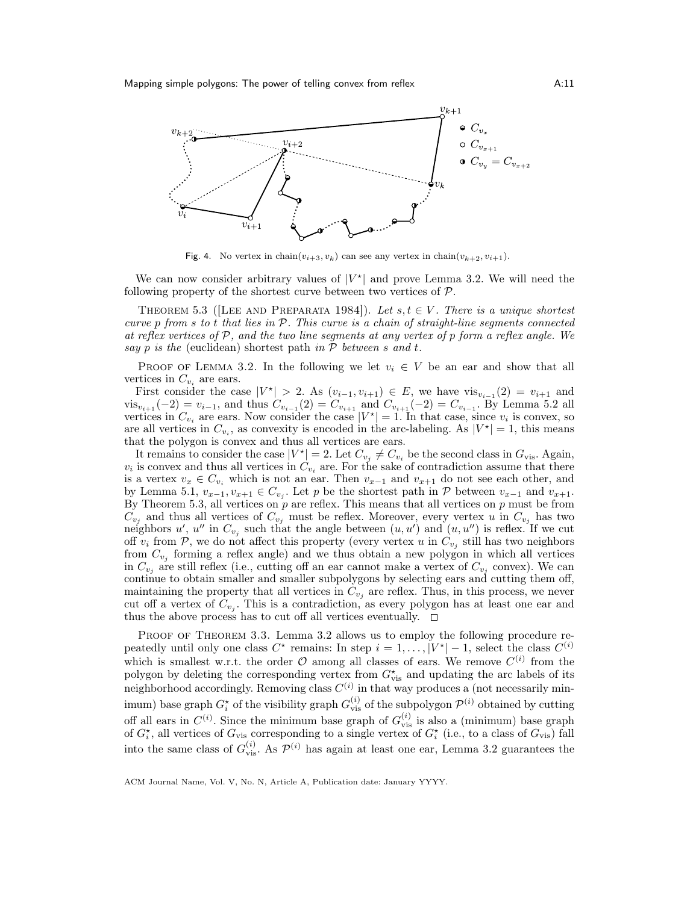Fig. 4. No vertex in $\text{chain}(v_{i+3}, v_k)$ can see any vertex in $\text{chain}(v_{k+2}, v_{i+1})$.

We can now consider arbitrary values of $|V^\star|$ and prove Lemma 3.2. We will need the following property of the shortest curve between two vertices of $\mathcal{P}$.

THEOREM 5.3 ([LEE AND PREPARATA 1984]). *Let $s, t \in V$. There is a unique shortest curve $p$ from $s$ to $t$ that lies in $\mathcal{P}$. This curve is a chain of straight-line segments connected at reflex vertices of $\mathcal{P}$, and the two line segments at any vertex of $p$ form a reflex angle. We say $p$ is the* (euclidean) shortest path *in $\mathcal{P}$ between $s$ and $t$.*

PROOF OF LEMMA 3.2. In the following we let $v_i \in V$ be an ear and show that all vertices in $C_{v_i}$ are ears.

First consider the case $|V^\star| > 2$. As $(v_{i-1}, v_{i+1}) \in E$, we have $\text{vis}_{v_{i-1}}(2) = v_{i+1}$ and $\text{vis}_{v_{i+1}}(-2) = v_{i-1}$, and thus $C_{v_{i-1}}(2) = C_{v_{i+1}}$ and $C_{v_{i+1}}(-2) = C_{v_{i-1}}$. By Lemma 5.2 all vertices in $C_{v_i}$ are ears. Now consider the case $|V^\star| = 1$. In that case, since $v_i$ is convex, so are all vertices in $C_{v_i}$, as convexity is encoded in the arc-labeling. As $|V^\star| = 1$, this means that the polygon is convex and thus all vertices are ears.

It remains to consider the case $|V^\star| = 2$. Let $C_{v_j} \neq C_{v_i}$ be the second class in $G_{\text{vis}}$. Again, $v_i$ is convex and thus all vertices in $C_{v_i}$ are. For the sake of contradiction assume that there is a vertex $v_x \in C_{v_i}$ which is not an ear. Then $v_{x-1}$ and $v_{x+1}$ do not see each other, and by Lemma 5.1, $v_{x-1}, v_{x+1} \in C_{v_j}$. Let $p$ be the shortest path in $\mathcal{P}$ between $v_{x-1}$ and $v_{x+1}$. By Theorem 5.3, all vertices on $p$ are reflex. This means that all vertices on $p$ must be from $C_{v_j}$ and thus all vertices of $C_{v_j}$ must be reflex. Moreover, every vertex $u$ in $C_{v_j}$ has two neighbors $u'$, $u''$ in $C_{v_j}$ such that the angle between $(u, u')$ and $(u, u'')$ is reflex. If we cut off $v_i$ from $\mathcal{P}$, we do not affect this property (every vertex $u$ in $C_{v_j}$ still has two neighbors from $C_{v_j}$ forming a reflex angle) and we thus obtain a new polygon in which all vertices in $C_{v_j}$ are still reflex (i.e., cutting off an ear cannot make a vertex of $C_{v_j}$ convex). We can continue to obtain smaller and smaller subpolygons by selecting ears and cutting them off, maintaining the property that all vertices in $C_{v_j}$ are reflex. Thus, in this process, we never cut off a vertex of $C_{v_j}$. This is a contradiction, as every polygon has at least one ear and thus the above process has to cut off all vertices eventually. $\square$

PROOF OF THEOREM 3.3. Lemma 3.2 allows us to employ the following procedure repeatedly until only one class $C^\star$ remains: In step $i = 1, \ldots, |V^\star| - 1$, select the class $C^{(i)}$ which is smallest w.r.t. the order $\mathcal{O}$ among all classes of ears. We remove $C^{(i)}$ from the polygon by deleting the corresponding vertex from $G^\star_{\text{vis}}$ and updating the arc labels of its neighborhood accordingly. Removing class $C^{(i)}$ in that way produces a (not necessarily minimum) base graph $G^\star_i$ of the visibility graph $G^{(i)}_{\text{vis}}$ of the subpolygon $\mathcal{P}^{(i)}$ obtained by cutting off all ears in $C^{(i)}$. Since the minimum base graph of $G^{(i)}_{\text{vis}}$ is also a (minimum) base graph of $G^\star_i$, all vertices of $G_{\text{vis}}$ corresponding to a single vertex of $G^\star_i$ (i.e., to a class of $G_{\text{vis}}$) fall into the same class of $G^{(i)}_{\text{vis}}$. As $\mathcal{P}^{(i)}$ has again at least one ear, Lemma 3.2 guarantees the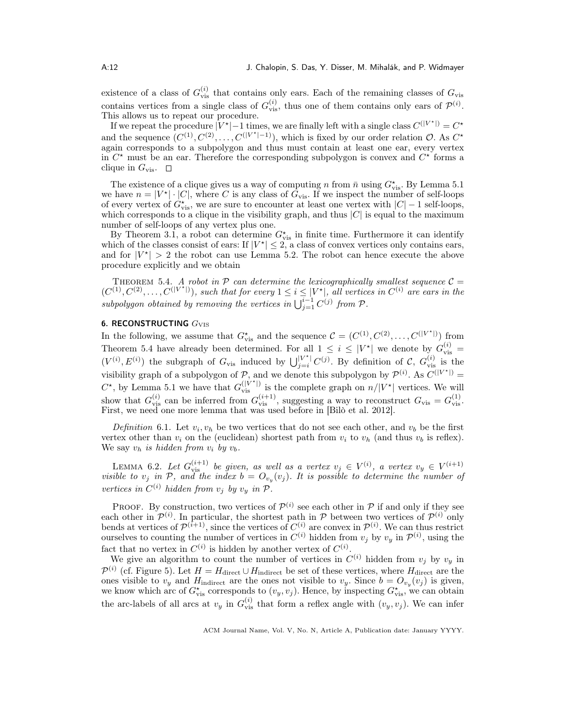existence of a class of $G_{\text{vis}}^{(i)}$ that contains only ears. Each of the remaining classes of $G_{\text{vis}}$ contains vertices from a single class of $G_{\text{vis}}^{(i)}$, thus one of them contains only ears of $\mathcal{P}^{(i)}$. This allows us to repeat our procedure.

If we repeat the procedure $|V^\star|-1$ times, we are finally left with a single class $C^{(|V^\star|)} = C^\star$ and the sequence $(C^{(1)}, C^{(2)}, \ldots, C^{(|V^\star|-1)})$, which is fixed by our order relation $\mathcal{O}$. As $C^\star$ again corresponds to a subpolygon and thus must contain at least one ear, every vertex in $C^\star$ must be an ear. Therefore the corresponding subpolygon is convex and $C^\star$ forms a clique in $G_{\text{vis}}$. $\square$

The existence of a clique gives us a way of computing $n$ from $\bar{n}$ using $G_{\text{vis}}^\star$. By Lemma 5.1 we have $n = |V^\star| \cdot |C|$, where $C$ is any class of $G_{\text{vis}}$. If we inspect the number of self-loops of every vertex of $G_{\text{vis}}^\star$, we are sure to encounter at least one vertex with $|C|-1$ self-loops, which corresponds to a clique in the visibility graph, and thus $|C|$ is equal to the maximum number of self-loops of any vertex plus one.

By Theorem 3.1, a robot can determine $G_{\text{vis}}^\star$ in finite time. Furthermore it can identify which of the classes consist of ears: If $|V^\star| \leq 2$, a class of convex vertices only contains ears, and for $|V^\star| > 2$ the robot can use Lemma 5.2. The robot can hence execute the above procedure explicitly and we obtain

THEOREM 5.4. *A robot in $\mathcal{P}$ can determine the lexicographically smallest sequence $\mathcal{C} = (C^{(1)}, C^{(2)}, \ldots, C^{(|V^\star|)})$, such that for every $1 \leq i \leq |V^\star|$, all vertices in $C^{(i)}$ are ears in the subpolygon obtained by removing the vertices in $\bigcup_{j=1}^{i-1} C^{(j)}$ from $\mathcal{P}$.*

## 6. RECONSTRUCTING $G_{\text{VIS}}$

In the following, we assume that $G_{\text{vis}}^\star$ and the sequence $\mathcal{C} = (C^{(1)}, C^{(2)}, \ldots, C^{(|V^\star|)})$ from Theorem 5.4 have already been determined. For all $1 \leq i \leq |V^\star|$ we denote by $G_{\text{vis}}^{(i)} = (V^{(i)}, E^{(i)})$ the subgraph of $G_{\text{vis}}$ induced by $\bigcup_{j=i}^{|V^\star|} C^{(j)}$. By definition of $\mathcal{C}$, $G_{\text{vis}}^{(i)}$ is the visibility graph of a subpolygon of $\mathcal{P}$, and we denote this subpolygon by $\mathcal{P}^{(i)}$. As $C^{(|V^\star|)} = C^\star$, by Lemma 5.1 we have that $G_{\text{vis}}^{(|V^\star|)}$ is the complete graph on $n/|V^\star|$ vertices. We will show that $G_{\text{vis}}^{(i)}$ can be inferred from $G_{\text{vis}}^{(i+1)}$, suggesting a way to reconstruct $G_{\text{vis}} = G_{\text{vis}}^{(1)}$. First, we need one more lemma that was used before in [Bilò et al. 2012].

*Definition* 6.1. Let $v_i, v_h$ be two vertices that do not see each other, and $v_b$ be the first vertex other than $v_i$ on the (euclidean) shortest path from $v_i$ to $v_h$ (and thus $v_b$ is reflex). We say *$v_h$ is hidden from $v_i$ by $v_b$*.

LEMMA 6.2. *Let $G_{\text{vis}}^{(i+1)}$ be given, as well as a vertex $v_j \in V^{(i)}$, a vertex $v_y \in V^{(i+1)}$ visible to $v_j$ in $\mathcal{P}$, and the index $b = O_{v_y}(v_j)$. It is possible to determine the number of vertices in $C^{(i)}$ hidden from $v_j$ by $v_y$ in $\mathcal{P}$.*

PROOF. By construction, two vertices of $\mathcal{P}^{(i)}$ see each other in $\mathcal{P}$ if and only if they see each other in $\mathcal{P}^{(i)}$. In particular, the shortest path in $\mathcal{P}$ between two vertices of $\mathcal{P}^{(i)}$ only bends at vertices of $\mathcal{P}^{(i+1)}$, since the vertices of $C^{(i)}$ are convex in $\mathcal{P}^{(i)}$. We can thus restrict ourselves to counting the number of vertices in $C^{(i)}$ hidden from $v_j$ by $v_y$ in $\mathcal{P}^{(i)}$, using the fact that no vertex in $C^{(i)}$ is hidden by another vertex of $C^{(i)}$.

We give an algorithm to count the number of vertices in $C^{(i)}$ hidden from $v_j$ by $v_y$ in $\mathcal{P}^{(i)}$ (cf. Figure 5). Let $H = H_{\text{direct}} \cup H_{\text{indirect}}$ be set of these vertices, where $H_{\text{direct}}$ are the ones visible to $v_y$ and $H_{\text{indirect}}$ are the ones not visible to $v_y$. Since $b = O_{v_y}(v_j)$ is given, we know which arc of $G_{\text{vis}}^\star$ corresponds to $(v_y, v_j)$. Hence, by inspecting $G_{\text{vis}}^\star$, we can obtain the arc-labels of all arcs at $v_y$ in $G_{\text{vis}}^{(i)}$ that form a reflex angle with $(v_y, v_j)$. We can infer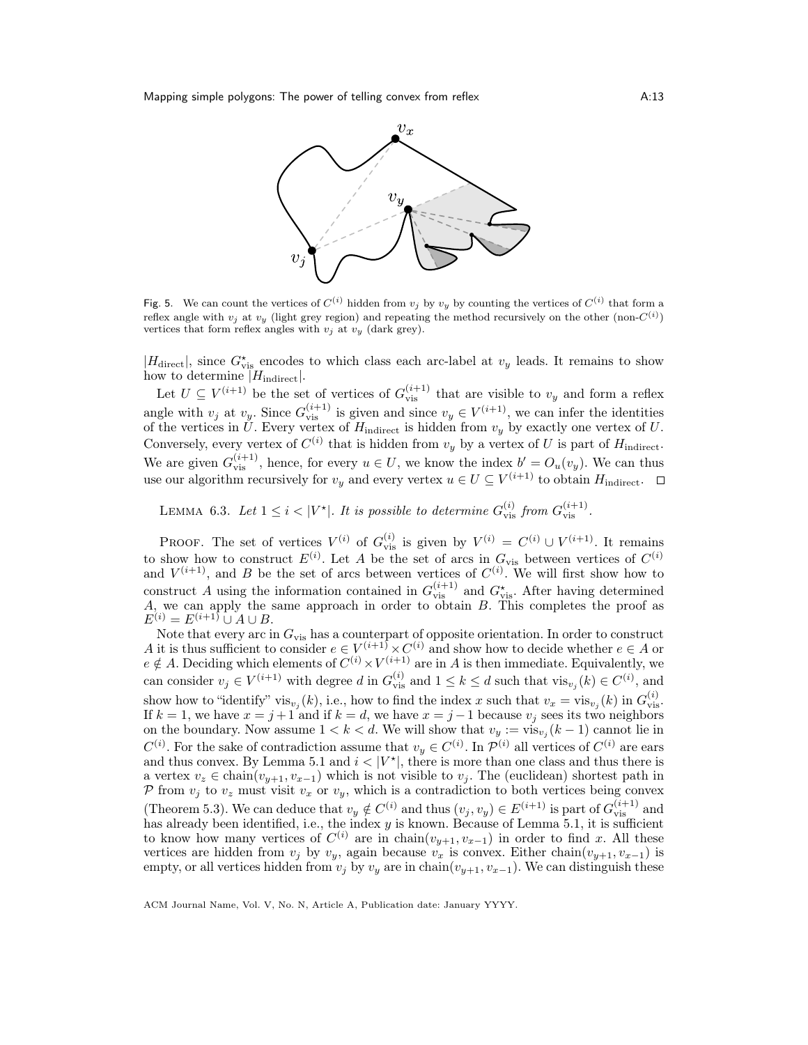Fig. 5. We can count the vertices of $C^{(i)}$ hidden from $v_j$ by $v_y$ by counting the vertices of $C^{(i)}$ that form a reflex angle with $v_j$ at $v_y$ (light grey region) and repeating the method recursively on the other (non-$C^{(i)}$) vertices that form reflex angles with $v_j$ at $v_y$ (dark grey).

$|H_{\text{direct}}|$, since $G^{\star}_{\text{vis}}$ encodes to which class each arc-label at $v_y$ leads. It remains to show how to determine $|H_{\text{indirect}}|$.

Let $U \subseteq V^{(i+1)}$ be the set of vertices of $G^{(i+1)}_{\text{vis}}$ that are visible to $v_y$ and form a reflex angle with $v_j$ at $v_y$. Since $G^{(i+1)}_{\text{vis}}$ is given and since $v_y \in V^{(i+1)}$, we can infer the identities of the vertices in $U$. Every vertex of $H_{\text{indirect}}$ is hidden from $v_y$ by exactly one vertex of $U$. Conversely, every vertex of $C^{(i)}$ that is hidden from $v_y$ by a vertex of $U$ is part of $H_{\text{indirect}}$. We are given $G^{(i+1)}_{\text{vis}}$, hence, for every $u \in U$, we know the index $b' = O_u(v_y)$. We can thus use our algorithm recursively for $v_y$ and every vertex $u \in U \subseteq V^{(i+1)}$ to obtain $H_{\text{indirect}}$. □

LEMMA 6.3. *Let $1 \leq i < |V^{\star}|$. It is possible to determine $G^{(i)}_{\text{vis}}$ from $G^{(i+1)}_{\text{vis}}$.*

PROOF. The set of vertices $V^{(i)}$ of $G^{(i)}_{\text{vis}}$ is given by $V^{(i)} = C^{(i)} \cup V^{(i+1)}$. It remains to show how to construct $E^{(i)}$. Let $A$ be the set of arcs in $G_{\text{vis}}$ between vertices of $C^{(i)}$ and $V^{(i+1)}$, and $B$ be the set of arcs between vertices of $C^{(i)}$. We will first show how to construct $A$ using the information contained in $G^{(i+1)}_{\text{vis}}$ and $G^{\star}_{\text{vis}}$. After having determined $A$, we can apply the same approach in order to obtain $B$. This completes the proof as $E^{(i)} = E^{(i+1)} \cup A \cup B$.

Note that every arc in $G_{\text{vis}}$ has a counterpart of opposite orientation. In order to construct $A$ it is thus sufficient to consider $e \in V^{(i+1)} \times C^{(i)}$ and show how to decide whether $e \in A$ or $e \notin A$. Deciding which elements of $C^{(i)} \times V^{(i+1)}$ are in $A$ is then immediate. Equivalently, we can consider $v_j \in V^{(i+1)}$ with degree $d$ in $G^{(i)}_{\text{vis}}$ and $1 \leq k \leq d$ such that $\text{vis}_{v_j}(k) \in C^{(i)}$, and show how to "identify" $\text{vis}_{v_j}(k)$, i.e., how to find the index $x$ such that $v_x = \text{vis}_{v_j}(k)$ in $G^{(i)}_{\text{vis}}$. If $k = 1$, we have $x = j+1$ and if $k = d$, we have $x = j-1$ because $v_j$ sees its two neighbors on the boundary. Now assume $1 < k < d$. We will show that $v_y := \text{vis}_{v_j}(k-1)$ cannot lie in $C^{(i)}$. For the sake of contradiction assume that $v_y \in C^{(i)}$. In $\mathcal{P}^{(i)}$ all vertices of $C^{(i)}$ are ears and thus convex. By Lemma 5.1 and $i < |V^{\star}|$, there is more than one class and thus there is a vertex $v_z \in \text{chain}(v_{y+1}, v_{x-1})$ which is not visible to $v_j$. The (euclidean) shortest path in $\mathcal{P}$ from $v_j$ to $v_z$ must visit $v_x$ or $v_y$, which is a contradiction to both vertices being convex (Theorem 5.3). We can deduce that $v_y \notin C^{(i)}$ and thus $(v_j, v_y) \in E^{(i+1)}$ is part of $G^{(i+1)}_{\text{vis}}$ and has already been identified, i.e., the index $y$ is known. Because of Lemma 5.1, it is sufficient to know how many vertices of $C^{(i)}$ are in $\text{chain}(v_{y+1}, v_{x-1})$ in order to find $x$. All these vertices are hidden from $v_j$ by $v_y$, again because $v_x$ is convex. Either $\text{chain}(v_{y+1}, v_{x-1})$ is empty, or all vertices hidden from $v_j$ by $v_y$ are in $\text{chain}(v_{y+1}, v_{x-1})$. We can distinguish these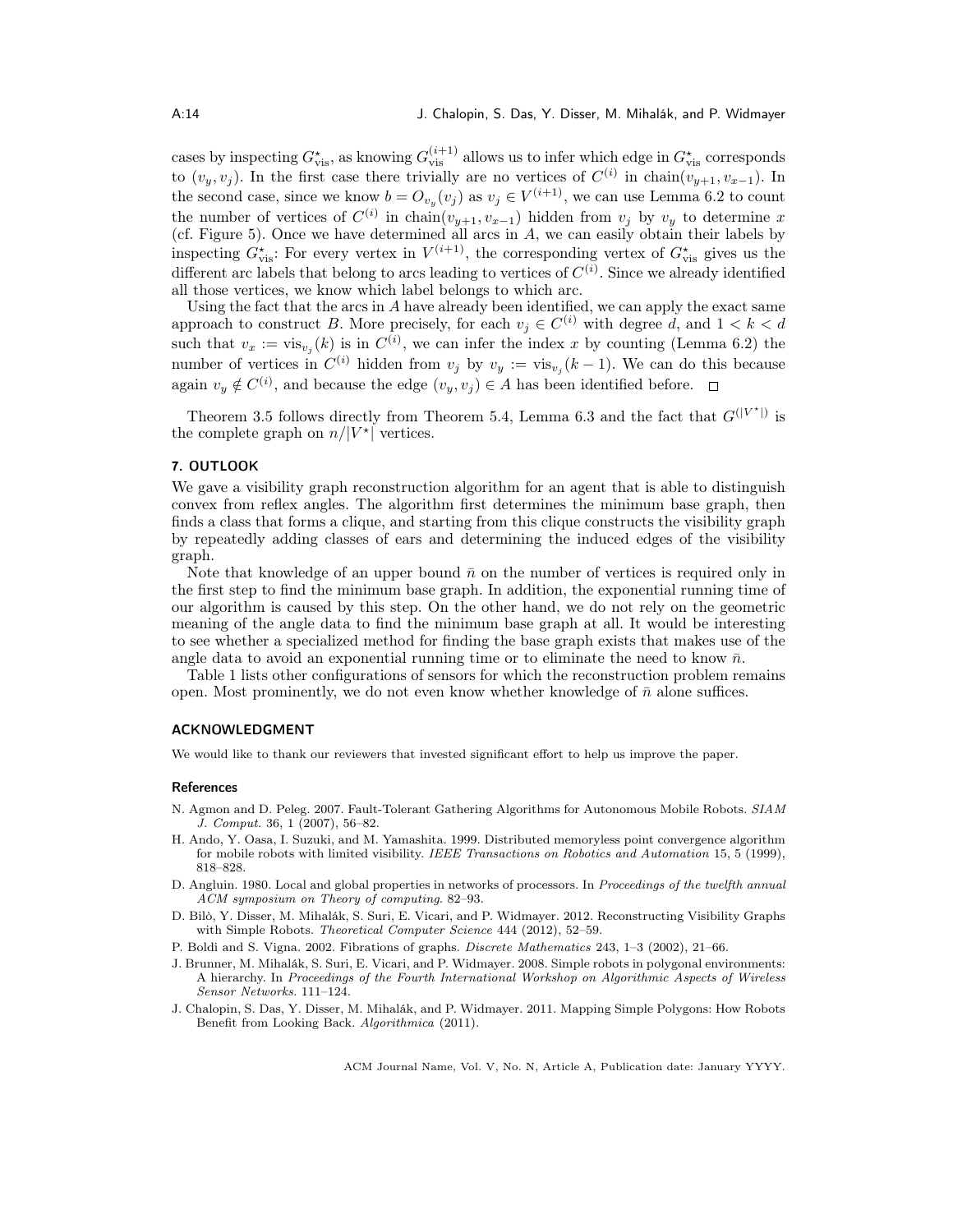cases by inspecting $G^{\star}_{\text{vis}}$, as knowing $G^{(i+1)}_{\text{vis}}$ allows us to infer which edge in $G^{\star}_{\text{vis}}$ corresponds to $(v_y, v_j)$. In the first case there trivially are no vertices of $C^{(i)}$ in chain$(v_{y+1}, v_{x-1})$. In the second case, since we know $b = O_{v_y}(v_j)$ as $v_j \in V^{(i+1)}$, we can use Lemma 6.2 to count the number of vertices of $C^{(i)}$ in chain$(v_{y+1}, v_{x-1})$ hidden from $v_j$ by $v_y$ to determine $x$ (cf. Figure 5). Once we have determined all arcs in $A$, we can easily obtain their labels by inspecting $G^{\star}_{\text{vis}}$: For every vertex in $V^{(i+1)}$, the corresponding vertex of $G^{\star}_{\text{vis}}$ gives us the different arc labels that belong to arcs leading to vertices of $C^{(i)}$. Since we already identified all those vertices, we know which label belongs to which arc.

Using the fact that the arcs in $A$ have already been identified, we can apply the exact same approach to construct $B$. More precisely, for each $v_j \in C^{(i)}$ with degree $d$, and $1 < k < d$ such that $v_x := \text{vis}_{v_j}(k)$ is in $C^{(i)}$, we can infer the index $x$ by counting (Lemma 6.2) the number of vertices in $C^{(i)}$ hidden from $v_j$ by $v_y := \text{vis}_{v_j}(k-1)$. We can do this because again $v_y \notin C^{(i)}$, and because the edge $(v_y, v_j) \in A$ has been identified before. □

Theorem 3.5 follows directly from Theorem 5.4, Lemma 6.3 and the fact that $G^{(|V^{\star}|)}$ is the complete graph on $n/|V^{\star}|$ vertices.

## 7. OUTLOOK

We gave a visibility graph reconstruction algorithm for an agent that is able to distinguish convex from reflex angles. The algorithm first determines the minimum base graph, then finds a class that forms a clique, and starting from this clique constructs the visibility graph by repeatedly adding classes of ears and determining the induced edges of the visibility graph.

Note that knowledge of an upper bound $\bar{n}$ on the number of vertices is required only in the first step to find the minimum base graph. In addition, the exponential running time of our algorithm is caused by this step. On the other hand, we do not rely on the geometric meaning of the angle data to find the minimum base graph at all. It would be interesting to see whether a specialized method for finding the base graph exists that makes use of the angle data to avoid an exponential running time or to eliminate the need to know $\bar{n}$.

Table 1 lists other configurations of sensors for which the reconstruction problem remains open. Most prominently, we do not even know whether knowledge of $\bar{n}$ alone suffices.

## ACKNOWLEDGMENT

We would like to thank our reviewers that invested significant effort to help us improve the paper.

### References

N. Agmon and D. Peleg. 2007. Fault-Tolerant Gathering Algorithms for Autonomous Mobile Robots. *SIAM J. Comput.* 36, 1 (2007), 56–82.

H. Ando, Y. Oasa, I. Suzuki, and M. Yamashita. 1999. Distributed memoryless point convergence algorithm for mobile robots with limited visibility. *IEEE Transactions on Robotics and Automation* 15, 5 (1999), 818–828.

D. Angluin. 1980. Local and global properties in networks of processors. In *Proceedings of the twelfth annual ACM symposium on Theory of computing*. 82–93.

D. Bilò, Y. Disser, M. Mihalák, S. Suri, E. Vicari, and P. Widmayer. 2012. Reconstructing Visibility Graphs with Simple Robots. *Theoretical Computer Science* 444 (2012), 52–59.

P. Boldi and S. Vigna. 2002. Fibrations of graphs. *Discrete Mathematics* 243, 1–3 (2002), 21–66.

J. Brunner, M. Mihalák, S. Suri, E. Vicari, and P. Widmayer. 2008. Simple robots in polygonal environments: A hierarchy. In *Proceedings of the Fourth International Workshop on Algorithmic Aspects of Wireless Sensor Networks*. 111–124.

J. Chalopin, S. Das, Y. Disser, M. Mihalák, and P. Widmayer. 2011. Mapping Simple Polygons: How Robots Benefit from Looking Back. *Algorithmica* (2011).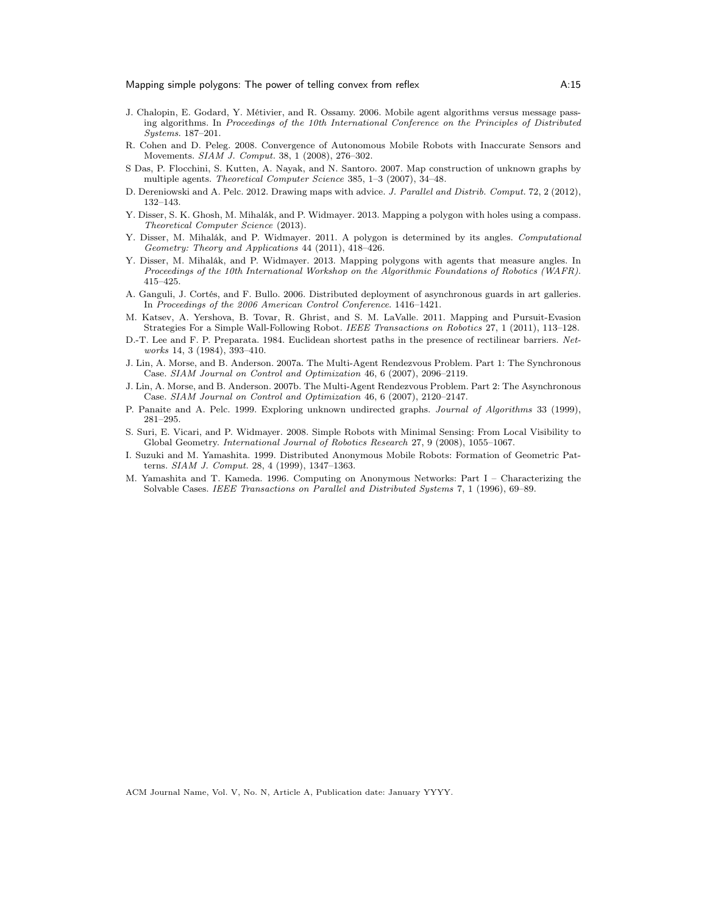J. Chalopin, E. Godard, Y. Métivier, and R. Ossamy. 2006. Mobile agent algorithms versus message passing algorithms. In *Proceedings of the 10th International Conference on the Principles of Distributed Systems*. 187–201.

R. Cohen and D. Peleg. 2008. Convergence of Autonomous Mobile Robots with Inaccurate Sensors and Movements. *SIAM J. Comput.* 38, 1 (2008), 276–302.

S Das, P. Flocchini, S. Kutten, A. Nayak, and N. Santoro. 2007. Map construction of unknown graphs by multiple agents. *Theoretical Computer Science* 385, 1–3 (2007), 34–48.

D. Dereniowski and A. Pelc. 2012. Drawing maps with advice. *J. Parallel and Distrib. Comput.* 72, 2 (2012), 132–143.

Y. Disser, S. K. Ghosh, M. Mihalák, and P. Widmayer. 2013. Mapping a polygon with holes using a compass. *Theoretical Computer Science* (2013).

Y. Disser, M. Mihalák, and P. Widmayer. 2011. A polygon is determined by its angles. *Computational Geometry: Theory and Applications* 44 (2011), 418–426.

Y. Disser, M. Mihalák, and P. Widmayer. 2013. Mapping polygons with agents that measure angles. In *Proceedings of the 10th International Workshop on the Algorithmic Foundations of Robotics (WAFR)*. 415–425.

A. Ganguli, J. Cortés, and F. Bullo. 2006. Distributed deployment of asynchronous guards in art galleries. In *Proceedings of the 2006 American Control Conference*. 1416–1421.

M. Katsev, A. Yershova, B. Tovar, R. Ghrist, and S. M. LaValle. 2011. Mapping and Pursuit-Evasion Strategies For a Simple Wall-Following Robot. *IEEE Transactions on Robotics* 27, 1 (2011), 113–128.

D.-T. Lee and F. P. Preparata. 1984. Euclidean shortest paths in the presence of rectilinear barriers. *Networks* 14, 3 (1984), 393–410.

J. Lin, A. Morse, and B. Anderson. 2007a. The Multi-Agent Rendezvous Problem. Part 1: The Synchronous Case. *SIAM Journal on Control and Optimization* 46, 6 (2007), 2096–2119.

J. Lin, A. Morse, and B. Anderson. 2007b. The Multi-Agent Rendezvous Problem. Part 2: The Asynchronous Case. *SIAM Journal on Control and Optimization* 46, 6 (2007), 2120–2147.

P. Panaite and A. Pelc. 1999. Exploring unknown undirected graphs. *Journal of Algorithms* 33 (1999), 281–295.

S. Suri, E. Vicari, and P. Widmayer. 2008. Simple Robots with Minimal Sensing: From Local Visibility to Global Geometry. *International Journal of Robotics Research* 27, 9 (2008), 1055–1067.

I. Suzuki and M. Yamashita. 1999. Distributed Anonymous Mobile Robots: Formation of Geometric Patterns. *SIAM J. Comput.* 28, 4 (1999), 1347–1363.

M. Yamashita and T. Kameda. 1996. Computing on Anonymous Networks: Part I – Characterizing the Solvable Cases. *IEEE Transactions on Parallel and Distributed Systems* 7, 1 (1996), 69–89.